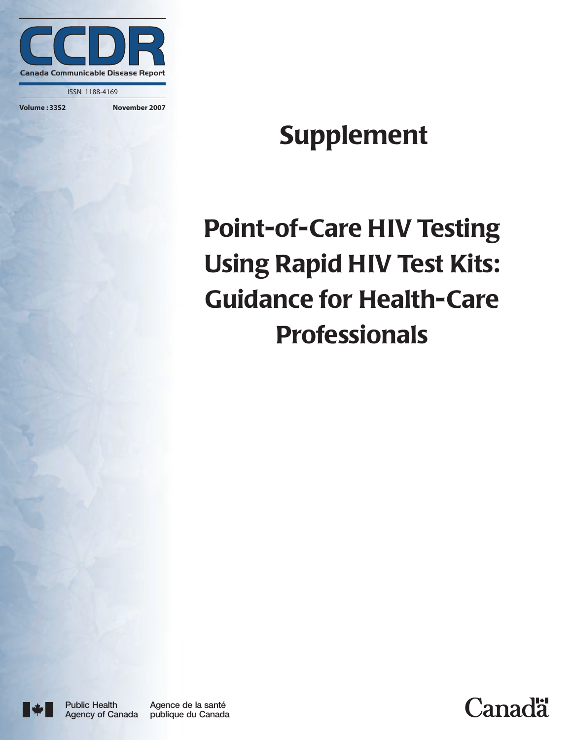# CCDR

Canada Communicable Disease Report

ISSN 1188-4169

Volume : 33S2 November 2007

# Supplement

# Point-of-Care HIV Testing Using Rapid HIV Test Kits: Guidance for Health-Care Professionals

Public Health Agency of Canada / Agence de la santé publique du Canada

Canada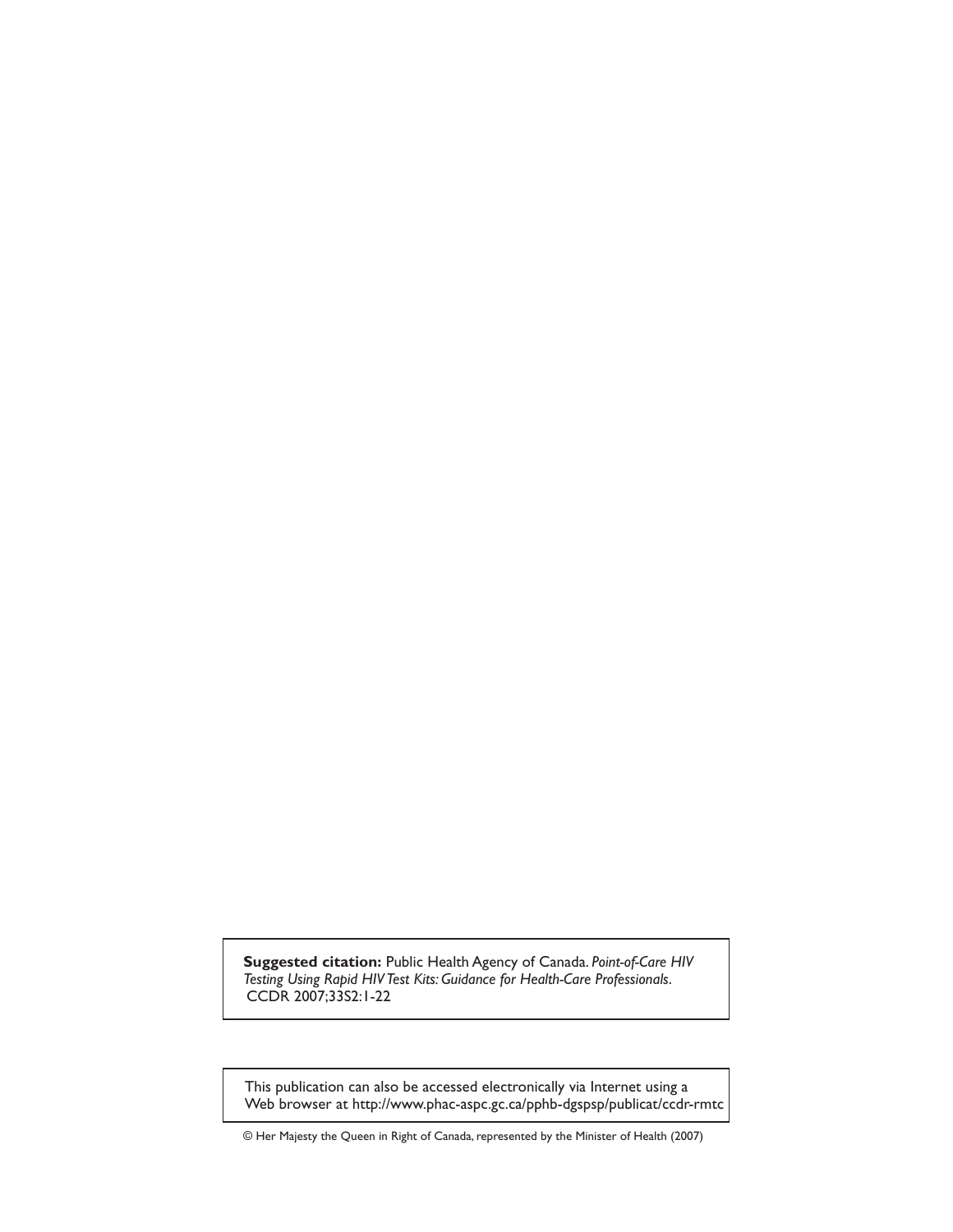**Suggested citation:** Public Health Agency of Canada. *Point-of-Care HIV Testing Using Rapid HIV Test Kits: Guidance for Health-Care Professionals*. CCDR 2007;33S2:1-22

This publication can also be accessed electronically via Internet using a Web browser at http://www.phac-aspc.gc.ca/pphb-dgspsp/publicat/ccdr-rmtc

© Her Majesty the Queen in Right of Canada, represented by the Minister of Health (2007)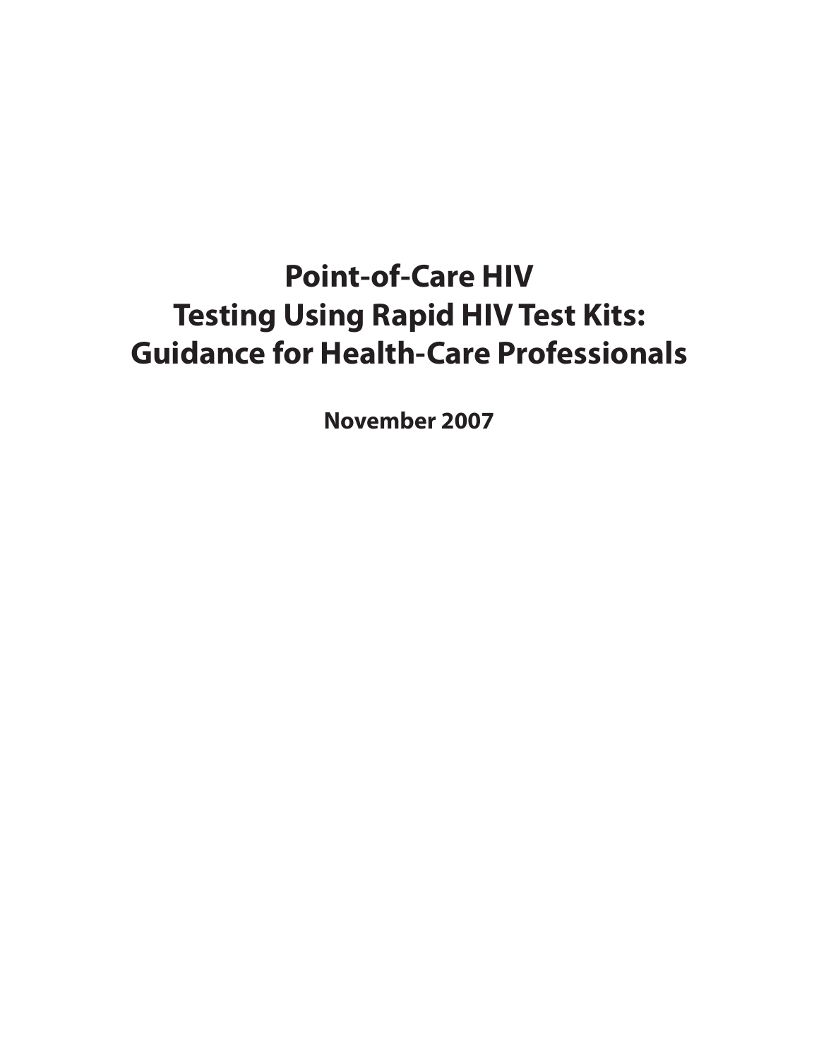# Point-of-Care HIV Testing Using Rapid HIV Test Kits: Guidance for Health-Care Professionals

**November 2007**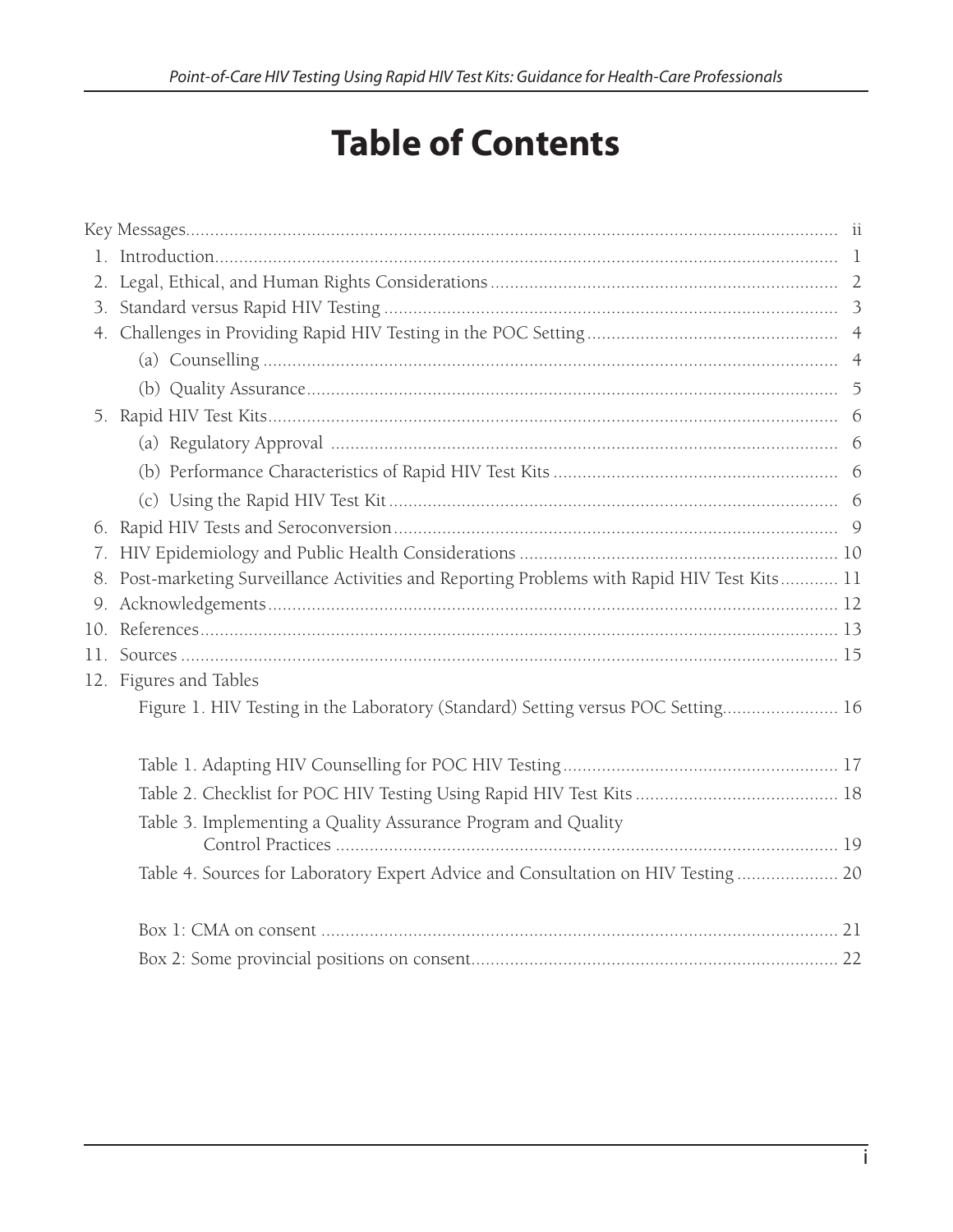# Table of Contents

Key Messages ............................................................ ii

1. Introduction ............................................................ 1
2. Legal, Ethical, and Human Rights Considerations ............................................................ 2
3. Standard versus Rapid HIV Testing ............................................................ 3
4. Challenges in Providing Rapid HIV Testing in the POC Setting ............................................................ 4
    - (a) Counselling ............................................................ 4
    - (b) Quality Assurance ............................................................ 5
5. Rapid HIV Test Kits ............................................................ 6
    - (a) Regulatory Approval ............................................................ 6
    - (b) Performance Characteristics of Rapid HIV Test Kits ............................................................ 6
    - (c) Using the Rapid HIV Test Kit ............................................................ 6
6. Rapid HIV Tests and Seroconversion ............................................................ 9
7. HIV Epidemiology and Public Health Considerations ............................................................ 10
8. Post-marketing Surveillance Activities and Reporting Problems with Rapid HIV Test Kits ............ 11
9. Acknowledgements ............................................................ 12
10. References ............................................................ 13
11. Sources ............................................................ 15
12. Figures and Tables
    - Figure 1. HIV Testing in the Laboratory (Standard) Setting versus POC Setting ........................ 16
    - Table 1. Adapting HIV Counselling for POC HIV Testing ............................................................ 17
    - Table 2. Checklist for POC HIV Testing Using Rapid HIV Test Kits ............................................................ 18
    - Table 3. Implementing a Quality Assurance Program and Quality Control Practices ............................................................ 19
    - Table 4. Sources for Laboratory Expert Advice and Consultation on HIV Testing ..................... 20
    - Box 1: CMA on consent ............................................................ 21
    - Box 2: Some provincial positions on consent ............................................................ 22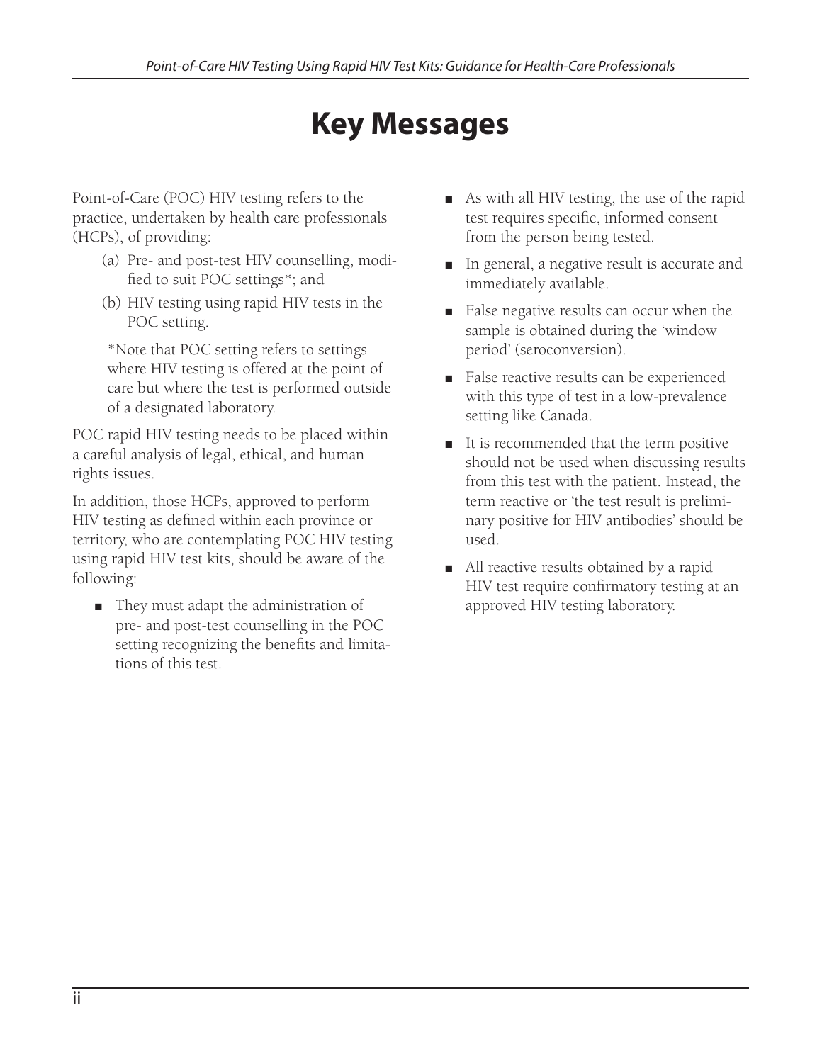# Key Messages

Point-of-Care (POC) HIV testing refers to the practice, undertaken by health care professionals (HCPs), of providing:

(a) Pre- and post-test HIV counselling, modified to suit POC settings*; and

(b) HIV testing using rapid HIV tests in the POC setting.

*Note that POC setting refers to settings where HIV testing is offered at the point of care but where the test is performed outside of a designated laboratory.

POC rapid HIV testing needs to be placed within a careful analysis of legal, ethical, and human rights issues.

In addition, those HCPs, approved to perform HIV testing as defined within each province or territory, who are contemplating POC HIV testing using rapid HIV test kits, should be aware of the following:

- They must adapt the administration of pre- and post-test counselling in the POC setting recognizing the benefits and limitations of this test.
- As with all HIV testing, the use of the rapid test requires specific, informed consent from the person being tested.
- In general, a negative result is accurate and immediately available.
- False negative results can occur when the sample is obtained during the 'window period' (seroconversion).
- False reactive results can be experienced with this type of test in a low-prevalence setting like Canada.
- It is recommended that the term positive should not be used when discussing results from this test with the patient. Instead, the term reactive or 'the test result is preliminary positive for HIV antibodies' should be used.
- All reactive results obtained by a rapid HIV test require confirmatory testing at an approved HIV testing laboratory.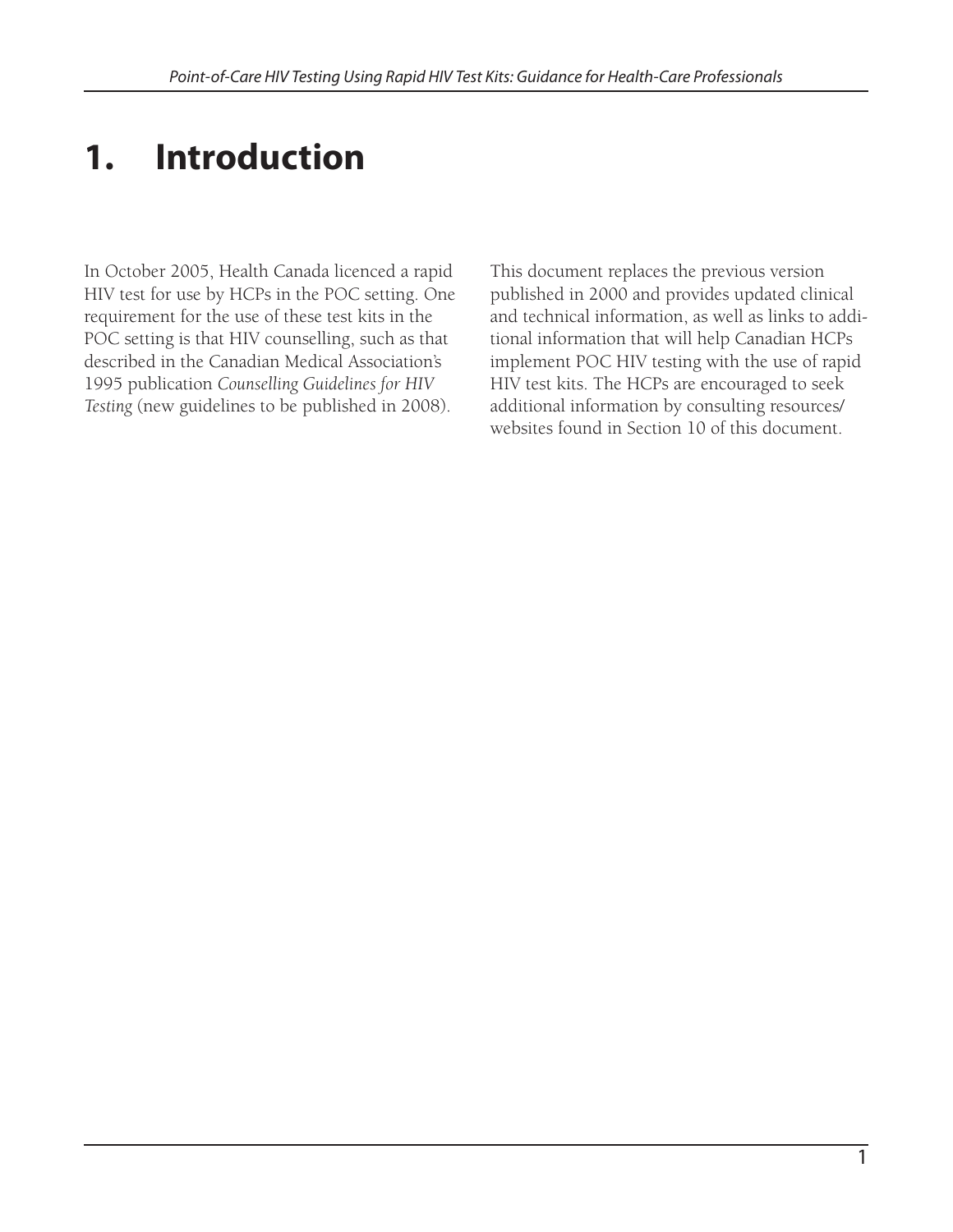# 1. Introduction

In October 2005, Health Canada licenced a rapid HIV test for use by HCPs in the POC setting. One requirement for the use of these test kits in the POC setting is that HIV counselling, such as that described in the Canadian Medical Association's 1995 publication *Counselling Guidelines for HIV Testing* (new guidelines to be published in 2008).

This document replaces the previous version published in 2000 and provides updated clinical and technical information, as well as links to additional information that will help Canadian HCPs implement POC HIV testing with the use of rapid HIV test kits. The HCPs are encouraged to seek additional information by consulting resources/websites found in Section 10 of this document.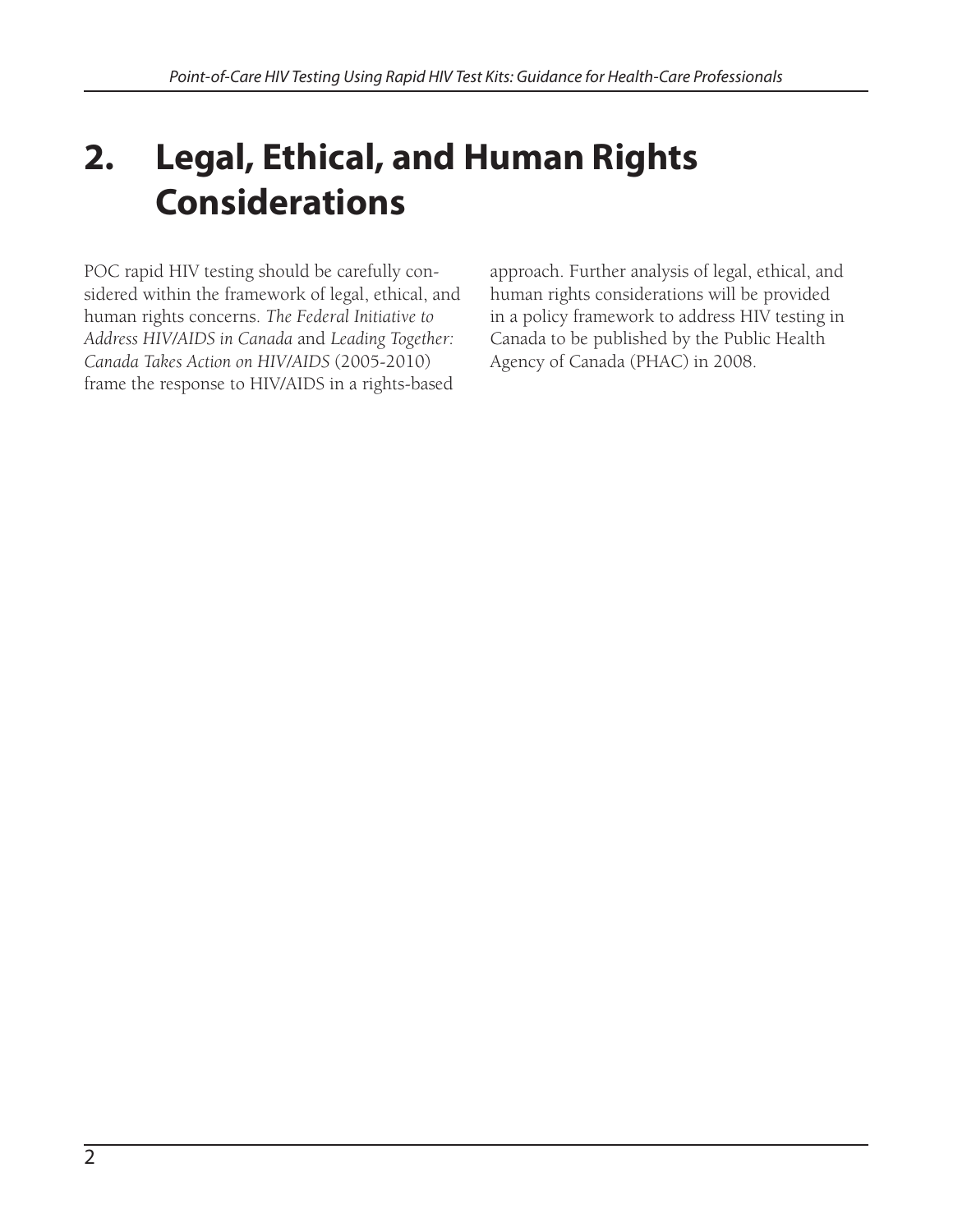# 2. Legal, Ethical, and Human Rights Considerations

POC rapid HIV testing should be carefully considered within the framework of legal, ethical, and human rights concerns. *The Federal Initiative to Address HIV/AIDS in Canada* and *Leading Together: Canada Takes Action on HIV/AIDS* (2005-2010) frame the response to HIV/AIDS in a rights-based approach. Further analysis of legal, ethical, and human rights considerations will be provided in a policy framework to address HIV testing in Canada to be published by the Public Health Agency of Canada (PHAC) in 2008.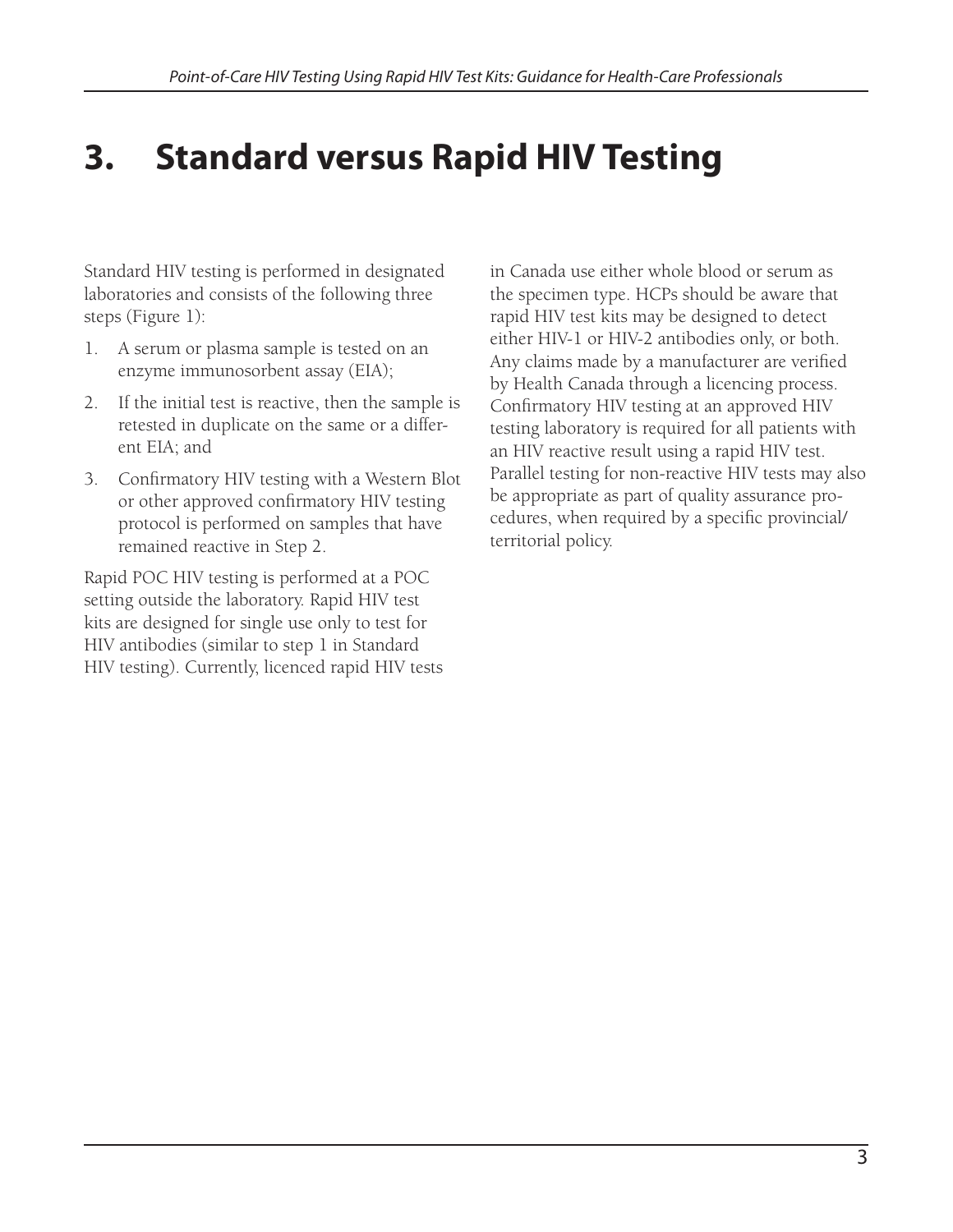# 3. Standard versus Rapid HIV Testing

Standard HIV testing is performed in designated laboratories and consists of the following three steps (Figure 1):

1. A serum or plasma sample is tested on an enzyme immunosorbent assay (EIA);
2. If the initial test is reactive, then the sample is retested in duplicate on the same or a different EIA; and
3. Confirmatory HIV testing with a Western Blot or other approved confirmatory HIV testing protocol is performed on samples that have remained reactive in Step 2.

Rapid POC HIV testing is performed at a POC setting outside the laboratory. Rapid HIV test kits are designed for single use only to test for HIV antibodies (similar to step 1 in Standard HIV testing). Currently, licenced rapid HIV tests in Canada use either whole blood or serum as the specimen type. HCPs should be aware that rapid HIV test kits may be designed to detect either HIV-1 or HIV-2 antibodies only, or both. Any claims made by a manufacturer are verified by Health Canada through a licencing process. Confirmatory HIV testing at an approved HIV testing laboratory is required for all patients with an HIV reactive result using a rapid HIV test. Parallel testing for non-reactive HIV tests may also be appropriate as part of quality assurance procedures, when required by a specific provincial/territorial policy.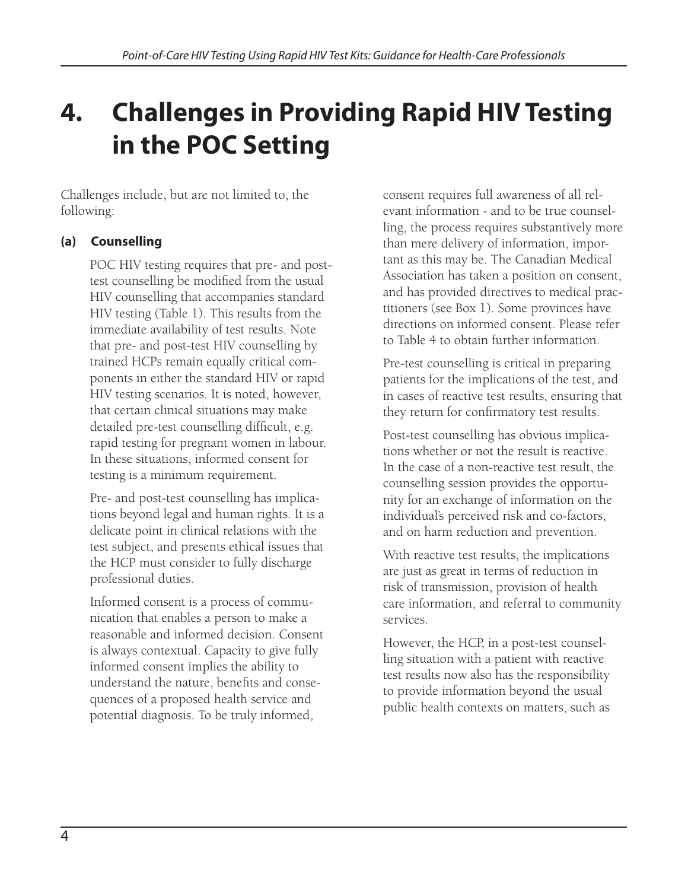# 4. Challenges in Providing Rapid HIV Testing in the POC Setting

Challenges include, but are not limited to, the following:

### (a) Counselling

POC HIV testing requires that pre- and post-test counselling be modified from the usual HIV counselling that accompanies standard HIV testing (Table 1). This results from the immediate availability of test results. Note that pre- and post-test HIV counselling by trained HCPs remain equally critical components in either the standard HIV or rapid HIV testing scenarios. It is noted, however, that certain clinical situations may make detailed pre-test counselling difficult, e.g. rapid testing for pregnant women in labour. In these situations, informed consent for testing is a minimum requirement.

Pre- and post-test counselling has implications beyond legal and human rights. It is a delicate point in clinical relations with the test subject, and presents ethical issues that the HCP must consider to fully discharge professional duties.

Informed consent is a process of communication that enables a person to make a reasonable and informed decision. Consent is always contextual. Capacity to give fully informed consent implies the ability to understand the nature, benefits and consequences of a proposed health service and potential diagnosis. To be truly informed, consent requires full awareness of all relevant information - and to be true counselling, the process requires substantively more than mere delivery of information, important as this may be. The Canadian Medical Association has taken a position on consent, and has provided directives to medical practitioners (see Box 1). Some provinces have directions on informed consent. Please refer to Table 4 to obtain further information.

Pre-test counselling is critical in preparing patients for the implications of the test, and in cases of reactive test results, ensuring that they return for confirmatory test results.

Post-test counselling has obvious implications whether or not the result is reactive. In the case of a non-reactive test result, the counselling session provides the opportunity for an exchange of information on the individual's perceived risk and co-factors, and on harm reduction and prevention.

With reactive test results, the implications are just as great in terms of reduction in risk of transmission, provision of health care information, and referral to community services.

However, the HCP, in a post-test counselling situation with a patient with reactive test results now also has the responsibility to provide information beyond the usual public health contexts on matters, such as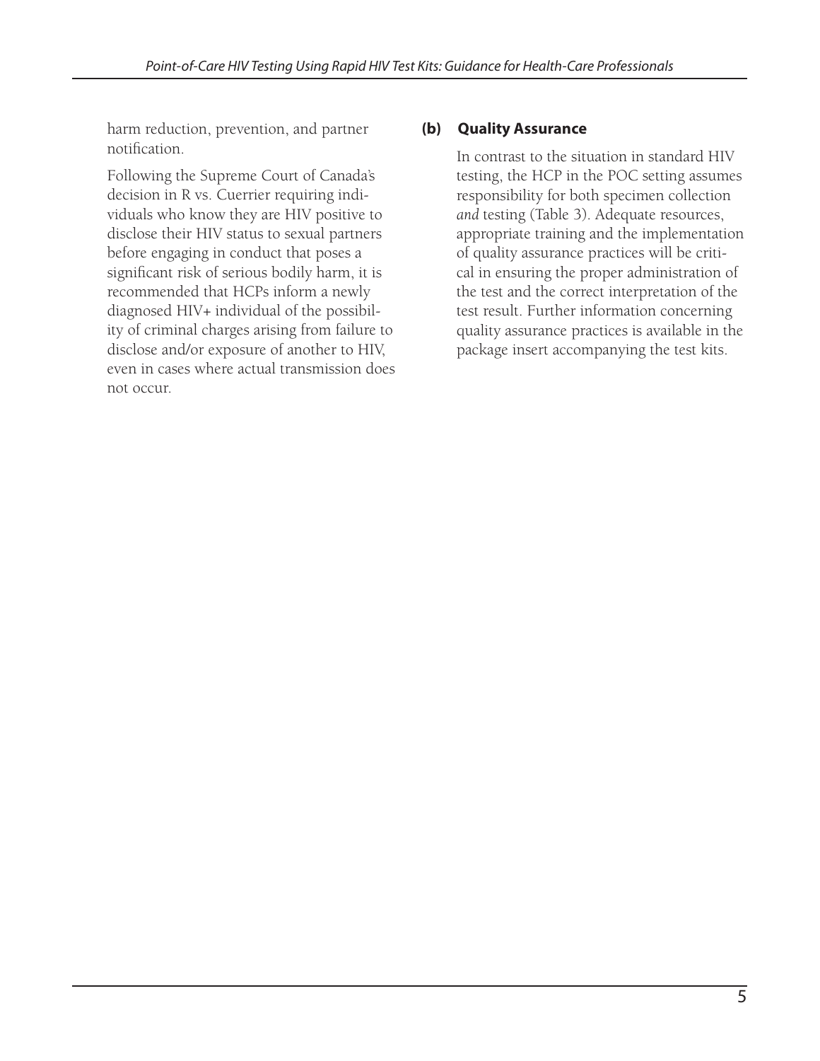harm reduction, prevention, and partner notification.

Following the Supreme Court of Canada's decision in R vs. Cuerrier requiring individuals who know they are HIV positive to disclose their HIV status to sexual partners before engaging in conduct that poses a significant risk of serious bodily harm, it is recommended that HCPs inform a newly diagnosed HIV+ individual of the possibility of criminal charges arising from failure to disclose and/or exposure of another to HIV, even in cases where actual transmission does not occur.

### (b) Quality Assurance

In contrast to the situation in standard HIV testing, the HCP in the POC setting assumes responsibility for both specimen collection *and* testing (Table 3). Adequate resources, appropriate training and the implementation of quality assurance practices will be critical in ensuring the proper administration of the test and the correct interpretation of the test result. Further information concerning quality assurance practices is available in the package insert accompanying the test kits.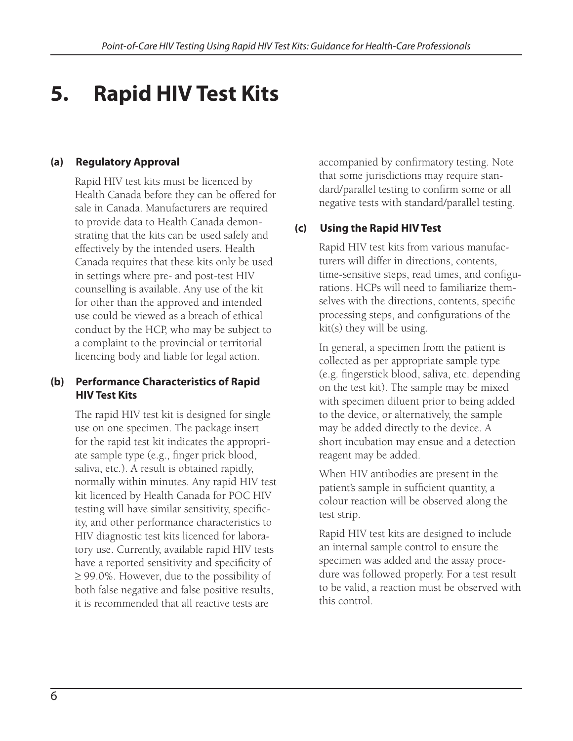# 5. Rapid HIV Test Kits

### (a) Regulatory Approval

Rapid HIV test kits must be licenced by Health Canada before they can be offered for sale in Canada. Manufacturers are required to provide data to Health Canada demonstrating that the kits can be used safely and effectively by the intended users. Health Canada requires that these kits only be used in settings where pre- and post-test HIV counselling is available. Any use of the kit for other than the approved and intended use could be viewed as a breach of ethical conduct by the HCP, who may be subject to a complaint to the provincial or territorial licencing body and liable for legal action.

### (b) Performance Characteristics of Rapid HIV Test Kits

The rapid HIV test kit is designed for single use on one specimen. The package insert for the rapid test kit indicates the appropriate sample type (e.g., finger prick blood, saliva, etc.). A result is obtained rapidly, normally within minutes. Any rapid HIV test kit licenced by Health Canada for POC HIV testing will have similar sensitivity, specificity, and other performance characteristics to HIV diagnostic test kits licenced for laboratory use. Currently, available rapid HIV tests have a reported sensitivity and specificity of ≥ 99.0%. However, due to the possibility of both false negative and false positive results, it is recommended that all reactive tests are accompanied by confirmatory testing. Note that some jurisdictions may require standard/parallel testing to confirm some or all negative tests with standard/parallel testing.

### (c) Using the Rapid HIV Test

Rapid HIV test kits from various manufacturers will differ in directions, contents, time-sensitive steps, read times, and configurations. HCPs will need to familiarize themselves with the directions, contents, specific processing steps, and configurations of the kit(s) they will be using.

In general, a specimen from the patient is collected as per appropriate sample type (e.g. fingerstick blood, saliva, etc. depending on the test kit). The sample may be mixed with specimen diluent prior to being added to the device, or alternatively, the sample may be added directly to the device. A short incubation may ensue and a detection reagent may be added.

When HIV antibodies are present in the patient's sample in sufficient quantity, a colour reaction will be observed along the test strip.

Rapid HIV test kits are designed to include an internal sample control to ensure the specimen was added and the assay procedure was followed properly. For a test result to be valid, a reaction must be observed with this control.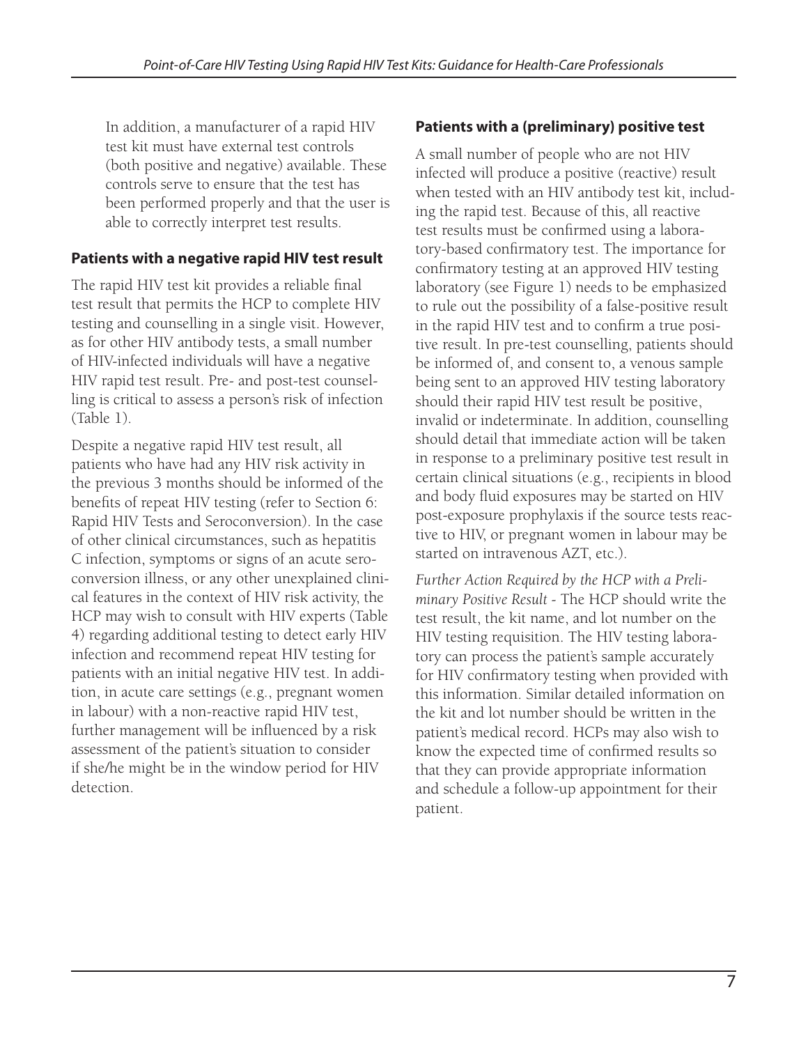In addition, a manufacturer of a rapid HIV test kit must have external test controls (both positive and negative) available. These controls serve to ensure that the test has been performed properly and that the user is able to correctly interpret test results.

### Patients with a negative rapid HIV test result

The rapid HIV test kit provides a reliable final test result that permits the HCP to complete HIV testing and counselling in a single visit. However, as for other HIV antibody tests, a small number of HIV-infected individuals will have a negative HIV rapid test result. Pre- and post-test counselling is critical to assess a person's risk of infection (Table 1).

Despite a negative rapid HIV test result, all patients who have had any HIV risk activity in the previous 3 months should be informed of the benefits of repeat HIV testing (refer to Section 6: Rapid HIV Tests and Seroconversion). In the case of other clinical circumstances, such as hepatitis C infection, symptoms or signs of an acute seroconversion illness, or any other unexplained clinical features in the context of HIV risk activity, the HCP may wish to consult with HIV experts (Table 4) regarding additional testing to detect early HIV infection and recommend repeat HIV testing for patients with an initial negative HIV test. In addition, in acute care settings (e.g., pregnant women in labour) with a non-reactive rapid HIV test, further management will be influenced by a risk assessment of the patient's situation to consider if she/he might be in the window period for HIV detection.

### Patients with a (preliminary) positive test

A small number of people who are not HIV infected will produce a positive (reactive) result when tested with an HIV antibody test kit, including the rapid test. Because of this, all reactive test results must be confirmed using a laboratory-based confirmatory test. The importance for confirmatory testing at an approved HIV testing laboratory (see Figure 1) needs to be emphasized to rule out the possibility of a false-positive result in the rapid HIV test and to confirm a true positive result. In pre-test counselling, patients should be informed of, and consent to, a venous sample being sent to an approved HIV testing laboratory should their rapid HIV test result be positive, invalid or indeterminate. In addition, counselling should detail that immediate action will be taken in response to a preliminary positive test result in certain clinical situations (e.g., recipients in blood and body fluid exposures may be started on HIV post-exposure prophylaxis if the source tests reactive to HIV, or pregnant women in labour may be started on intravenous AZT, etc.).

*Further Action Required by the HCP with a Preliminary Positive Result* - The HCP should write the test result, the kit name, and lot number on the HIV testing requisition. The HIV testing laboratory can process the patient's sample accurately for HIV confirmatory testing when provided with this information. Similar detailed information on the kit and lot number should be written in the patient's medical record. HCPs may also wish to know the expected time of confirmed results so that they can provide appropriate information and schedule a follow-up appointment for their patient.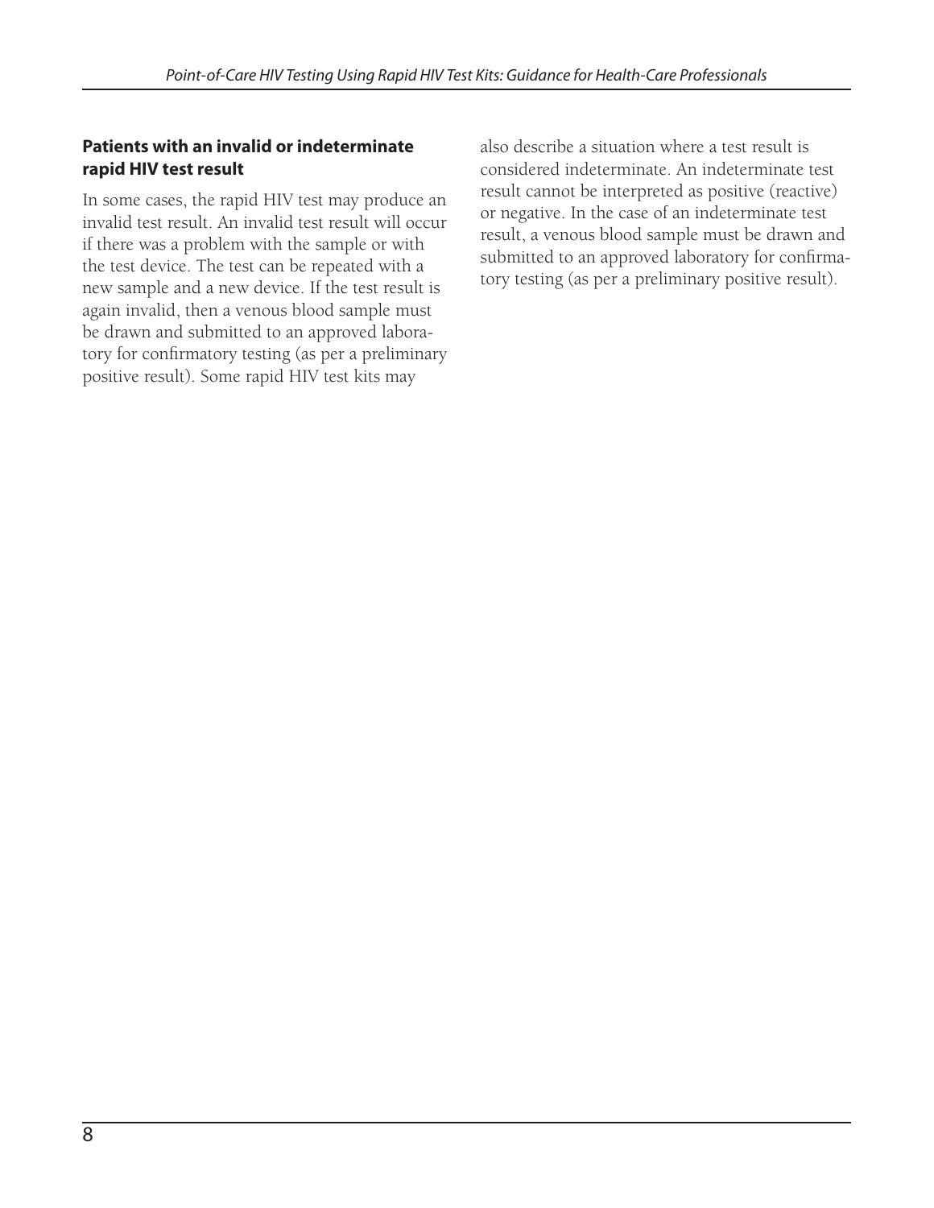### Patients with an invalid or indeterminate rapid HIV test result

In some cases, the rapid HIV test may produce an invalid test result. An invalid test result will occur if there was a problem with the sample or with the test device. The test can be repeated with a new sample and a new device. If the test result is again invalid, then a venous blood sample must be drawn and submitted to an approved laboratory for confirmatory testing (as per a preliminary positive result). Some rapid HIV test kits may also describe a situation where a test result is considered indeterminate. An indeterminate test result cannot be interpreted as positive (reactive) or negative. In the case of an indeterminate test result, a venous blood sample must be drawn and submitted to an approved laboratory for confirmatory testing (as per a preliminary positive result).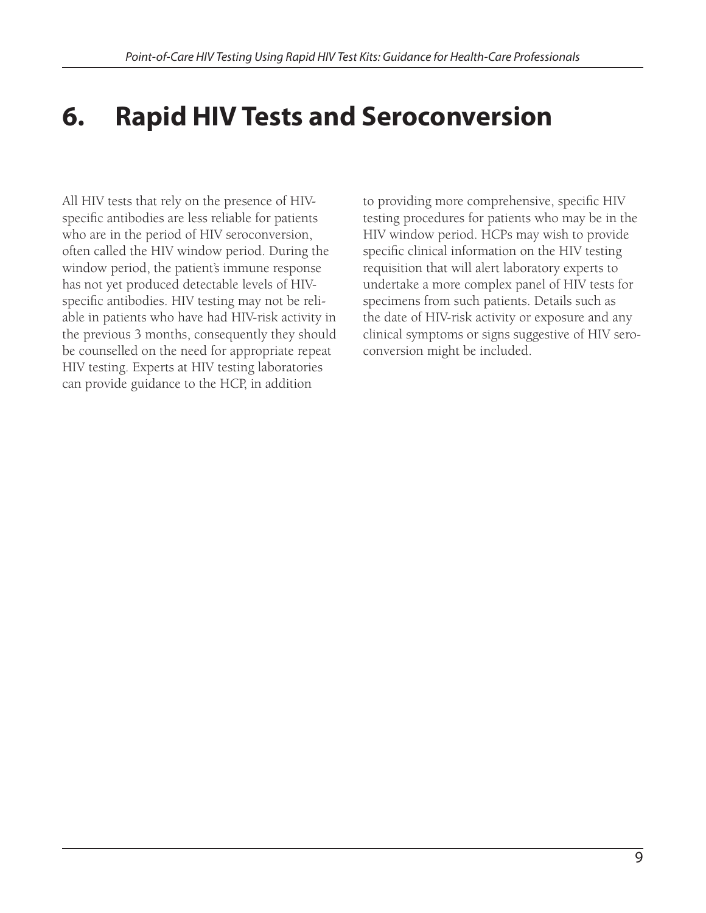# 6. Rapid HIV Tests and Seroconversion

All HIV tests that rely on the presence of HIV-specific antibodies are less reliable for patients who are in the period of HIV seroconversion, often called the HIV window period. During the window period, the patient's immune response has not yet produced detectable levels of HIV-specific antibodies. HIV testing may not be reliable in patients who have had HIV-risk activity in the previous 3 months, consequently they should be counselled on the need for appropriate repeat HIV testing. Experts at HIV testing laboratories can provide guidance to the HCP, in addition to providing more comprehensive, specific HIV testing procedures for patients who may be in the HIV window period. HCPs may wish to provide specific clinical information on the HIV testing requisition that will alert laboratory experts to undertake a more complex panel of HIV tests for specimens from such patients. Details such as the date of HIV-risk activity or exposure and any clinical symptoms or signs suggestive of HIV seroconversion might be included.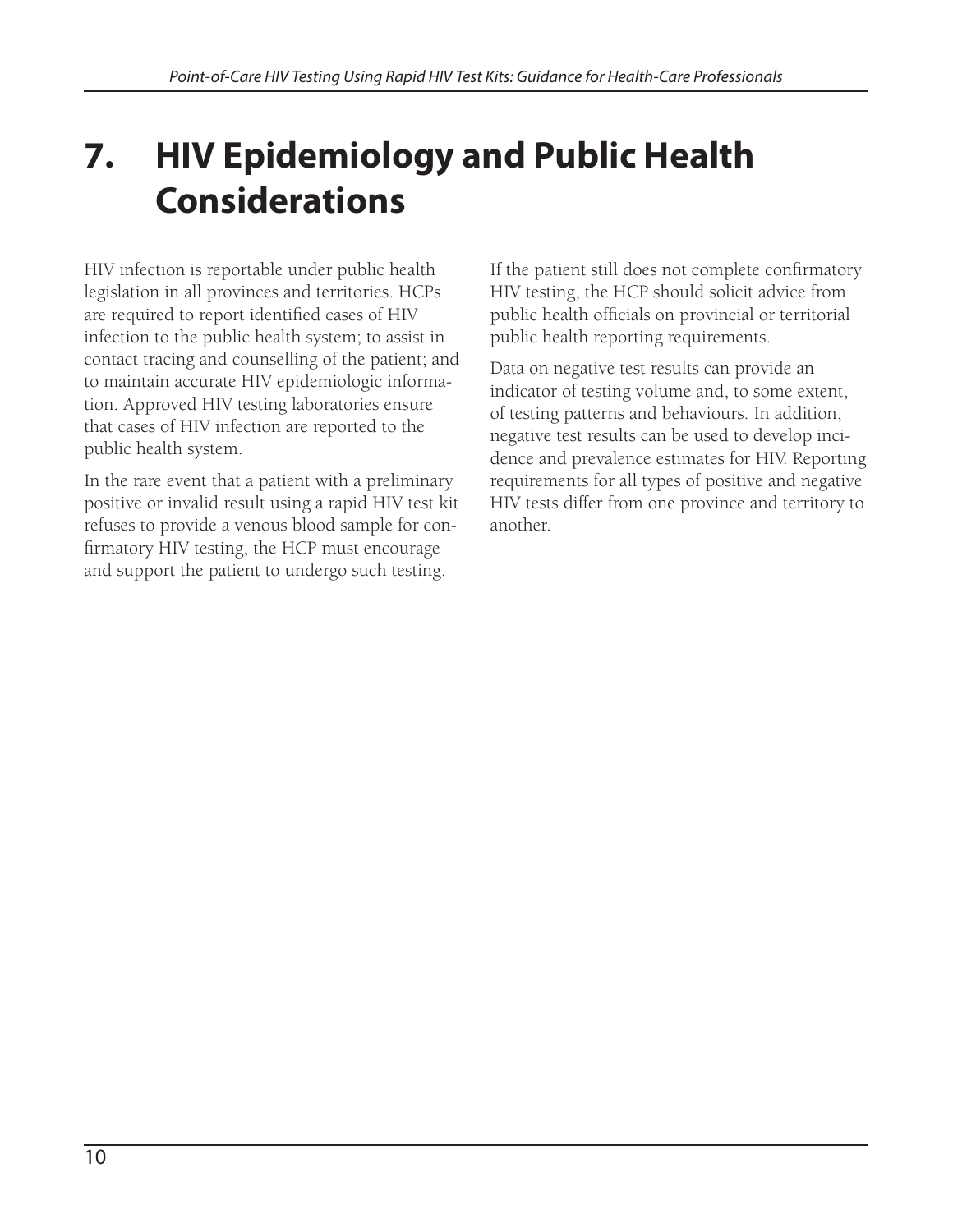# 7. HIV Epidemiology and Public Health Considerations

HIV infection is reportable under public health legislation in all provinces and territories. HCPs are required to report identified cases of HIV infection to the public health system; to assist in contact tracing and counselling of the patient; and to maintain accurate HIV epidemiologic information. Approved HIV testing laboratories ensure that cases of HIV infection are reported to the public health system.

In the rare event that a patient with a preliminary positive or invalid result using a rapid HIV test kit refuses to provide a venous blood sample for confirmatory HIV testing, the HCP must encourage and support the patient to undergo such testing.

If the patient still does not complete confirmatory HIV testing, the HCP should solicit advice from public health officials on provincial or territorial public health reporting requirements.

Data on negative test results can provide an indicator of testing volume and, to some extent, of testing patterns and behaviours. In addition, negative test results can be used to develop incidence and prevalence estimates for HIV. Reporting requirements for all types of positive and negative HIV tests differ from one province and territory to another.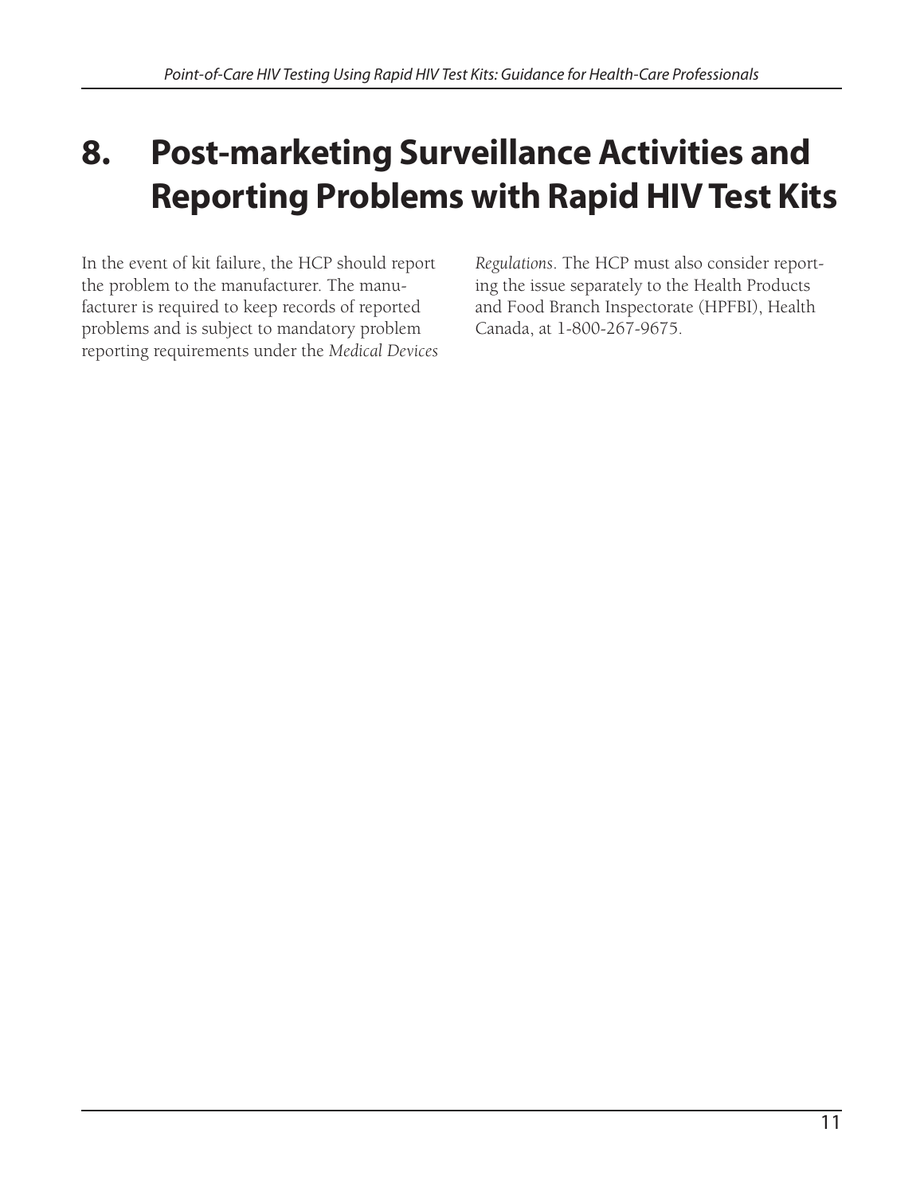# 8. Post-marketing Surveillance Activities and Reporting Problems with Rapid HIV Test Kits

In the event of kit failure, the HCP should report the problem to the manufacturer. The manufacturer is required to keep records of reported problems and is subject to mandatory problem reporting requirements under the *Medical Devices Regulations*. The HCP must also consider reporting the issue separately to the Health Products and Food Branch Inspectorate (HPFBI), Health Canada, at 1-800-267-9675.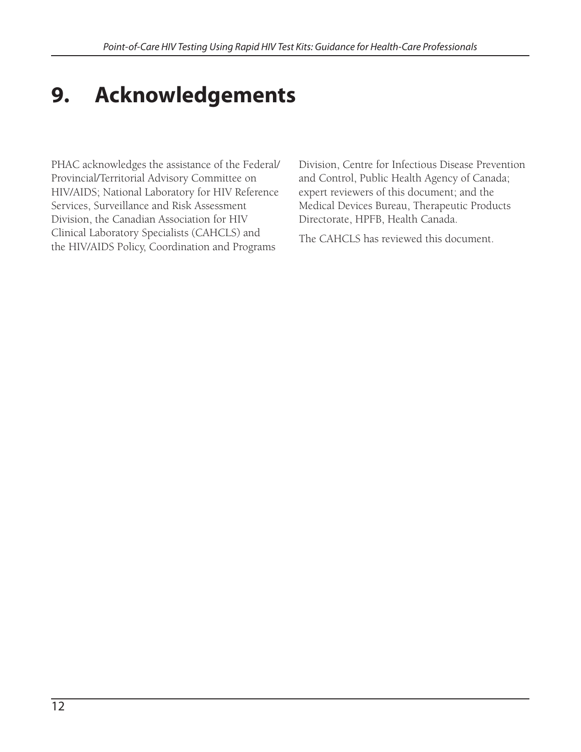# 9. Acknowledgements

PHAC acknowledges the assistance of the Federal/Provincial/Territorial Advisory Committee on HIV/AIDS; National Laboratory for HIV Reference Services, Surveillance and Risk Assessment Division, the Canadian Association for HIV Clinical Laboratory Specialists (CAHCLS) and the HIV/AIDS Policy, Coordination and Programs Division, Centre for Infectious Disease Prevention and Control, Public Health Agency of Canada; expert reviewers of this document; and the Medical Devices Bureau, Therapeutic Products Directorate, HPFB, Health Canada.

The CAHCLS has reviewed this document.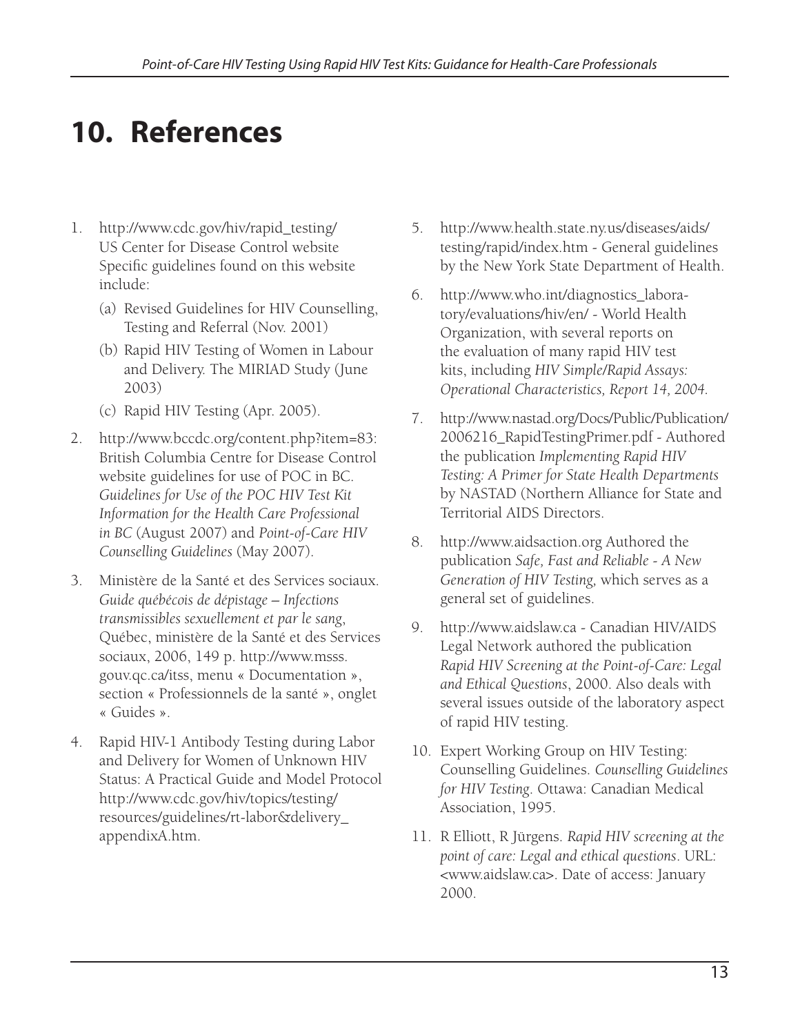# 10. References

1. http://www.cdc.gov/hiv/rapid_testing/ US Center for Disease Control website Specific guidelines found on this website include:
   (a) Revised Guidelines for HIV Counselling, Testing and Referral (Nov. 2001)
   (b) Rapid HIV Testing of Women in Labour and Delivery. The MIRIAD Study (June 2003)
   (c) Rapid HIV Testing (Apr. 2005).
2. http://www.bccdc.org/content.php?item=83: British Columbia Centre for Disease Control website guidelines for use of POC in BC. *Guidelines for Use of the POC HIV Test Kit Information for the Health Care Professional in BC* (August 2007) and *Point-of-Care HIV Counselling Guidelines* (May 2007).
3. Ministère de la Santé et des Services sociaux. *Guide québécois de dépistage – Infections transmissibles sexuellement et par le sang*, Québec, ministère de la Santé et des Services sociaux, 2006, 149 p. http://www.msss.gouv.qc.ca/itss, menu « Documentation », section « Professionnels de la santé », onglet « Guides ».
4. Rapid HIV-1 Antibody Testing during Labor and Delivery for Women of Unknown HIV Status: A Practical Guide and Model Protocol http://www.cdc.gov/hiv/topics/testing/resources/guidelines/rt-labor&delivery_appendixA.htm.
5. http://www.health.state.ny.us/diseases/aids/testing/rapid/index.htm - General guidelines by the New York State Department of Health.
6. http://www.who.int/diagnostics_laboratory/evaluations/hiv/en/ - World Health Organization, with several reports on the evaluation of many rapid HIV test kits, including *HIV Simple/Rapid Assays: Operational Characteristics, Report 14, 2004.*
7. http://www.nastad.org/Docs/Public/Publication/2006216_RapidTestingPrimer.pdf - Authored the publication *Implementing Rapid HIV Testing: A Primer for State Health Departments* by NASTAD (Northern Alliance for State and Territorial AIDS Directors.
8. http://www.aidsaction.org Authored the publication *Safe, Fast and Reliable - A New Generation of HIV Testing,* which serves as a general set of guidelines.
9. http://www.aidslaw.ca - Canadian HIV/AIDS Legal Network authored the publication *Rapid HIV Screening at the Point-of-Care: Legal and Ethical Questions*, 2000. Also deals with several issues outside of the laboratory aspect of rapid HIV testing.
10. Expert Working Group on HIV Testing: Counselling Guidelines. *Counselling Guidelines for HIV Testing*. Ottawa: Canadian Medical Association, 1995.
11. R Elliott, R Jürgens. *Rapid HIV screening at the point of care: Legal and ethical questions*. URL: <www.aidslaw.ca>. Date of access: January 2000.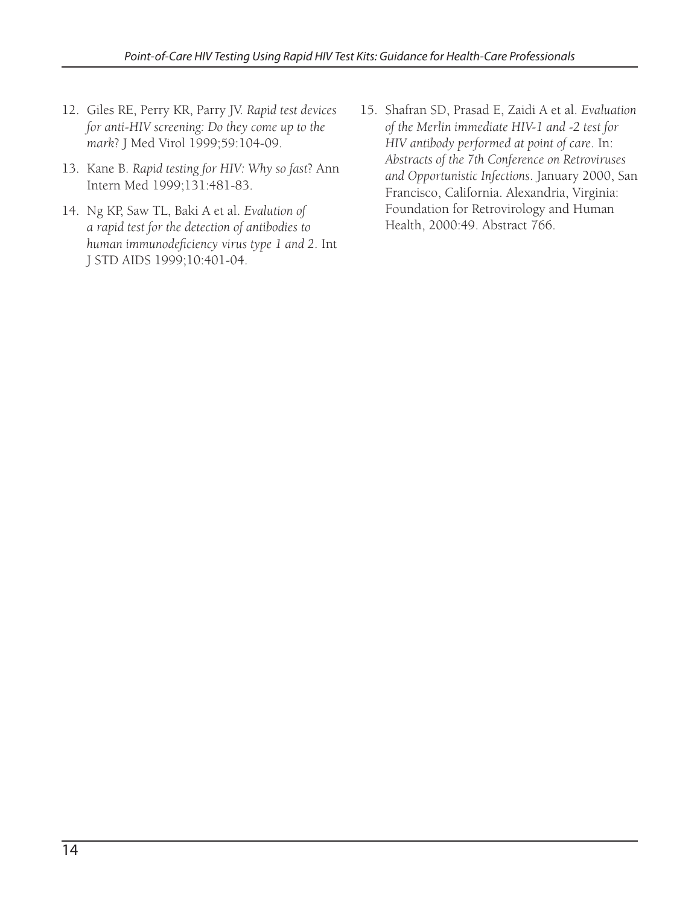12. Giles RE, Perry KR, Parry JV. *Rapid test devices for anti-HIV screening: Do they come up to the mark*? J Med Virol 1999;59:104-09.
13. Kane B. *Rapid testing for HIV: Why so fast*? Ann Intern Med 1999;131:481-83.
14. Ng KP, Saw TL, Baki A et al. *Evalution of a rapid test for the detection of antibodies to human immunodeficiency virus type 1 and 2*. Int J STD AIDS 1999;10:401-04.
15. Shafran SD, Prasad E, Zaidi A et al. *Evaluation of the Merlin immediate HIV-1 and -2 test for HIV antibody performed at point of care*. In: *Abstracts of the 7th Conference on Retroviruses and Opportunistic Infections*. January 2000, San Francisco, California. Alexandria, Virginia: Foundation for Retrovirology and Human Health, 2000:49. Abstract 766.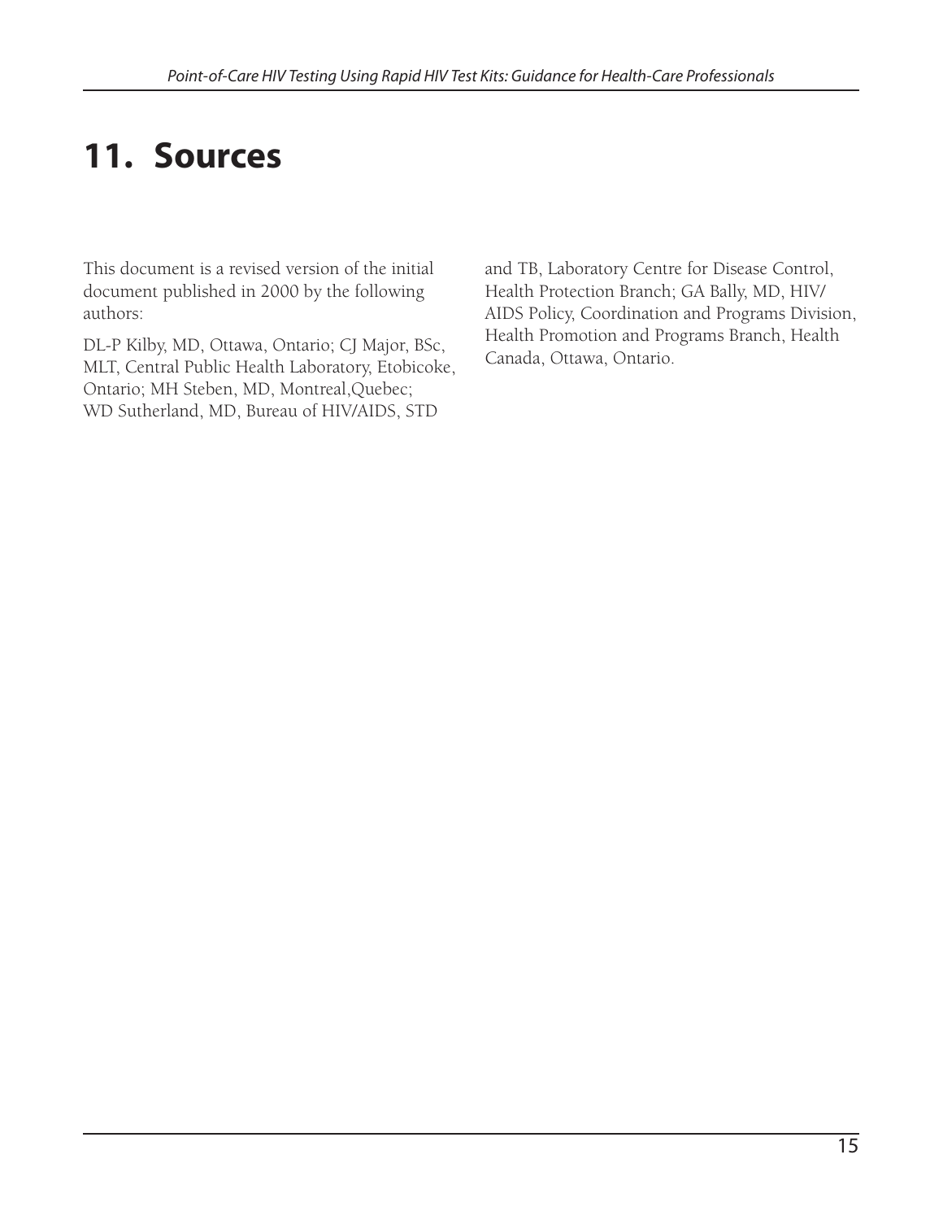# 11. Sources

This document is a revised version of the initial document published in 2000 by the following authors:

DL-P Kilby, MD, Ottawa, Ontario; CJ Major, BSc, MLT, Central Public Health Laboratory, Etobicoke, Ontario; MH Steben, MD, Montreal,Quebec; WD Sutherland, MD, Bureau of HIV/AIDS, STD and TB, Laboratory Centre for Disease Control, Health Protection Branch; GA Bally, MD, HIV/AIDS Policy, Coordination and Programs Division, Health Promotion and Programs Branch, Health Canada, Ottawa, Ontario.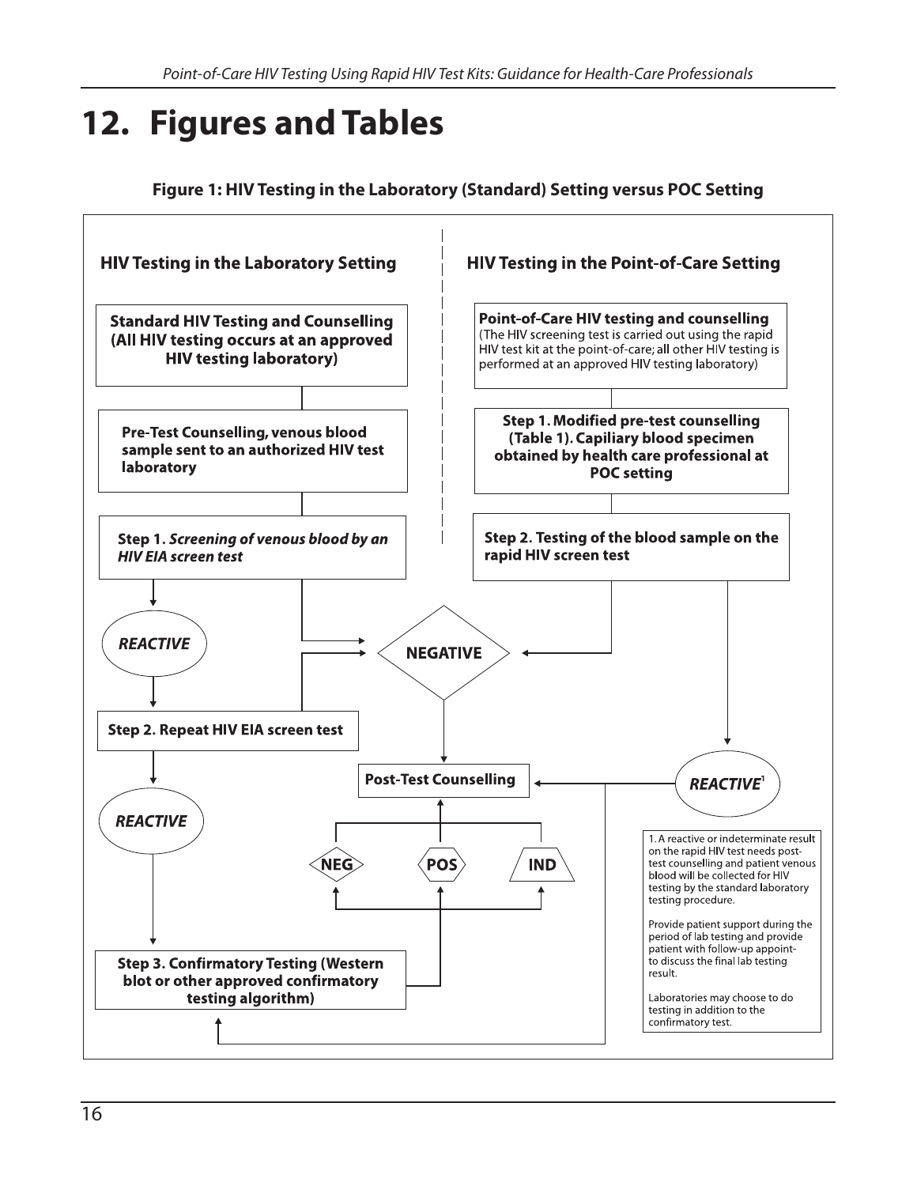# 12. Figures and Tables

**Figure 1: HIV Testing in the Laboratory (Standard) Setting versus POC Setting**

**HIV Testing in the Laboratory Setting**

**Standard HIV Testing and Counselling (All HIV testing occurs at an approved HIV testing laboratory)**

**Pre-Test Counselling, venous blood sample sent to an authorized HIV test laboratory**

**Step 1.** ***Screening of venous blood by an HIV EIA screen test***

***REACTIVE***

**Step 2. Repeat HIV EIA screen test**

***REACTIVE***

**Step 3. Confirmatory Testing (Western blot or other approved confirmatory testing algorithm)**

**HIV Testing in the Point-of-Care Setting**

**Point-of-Care HIV testing and counselling**
(The HIV screening test is carried out using the rapid HIV test kit at the point-of-care; all other HIV testing is performed at an approved HIV testing laboratory)

**Step 1. Modified pre-test counselling (Table 1). Capiliary blood specimen obtained by health care professional at POC setting**

**Step 2. Testing of the blood sample on the rapid HIV screen test**

***REACTIVE***[1]

**NEGATIVE**

**Post-Test Counselling**

**NEG** | **POS** | **IND**

1. A reactive or indeterminate result on the rapid HIV test needs post-test counselling and patient venous blood will be collected for HIV testing by the standard laboratory testing procedure.

Provide patient support during the period of lab testing and provide patient with follow-up appoint- to discuss the final lab testing result.

Laboratories may choose to do testing in addition to the confirmatory test.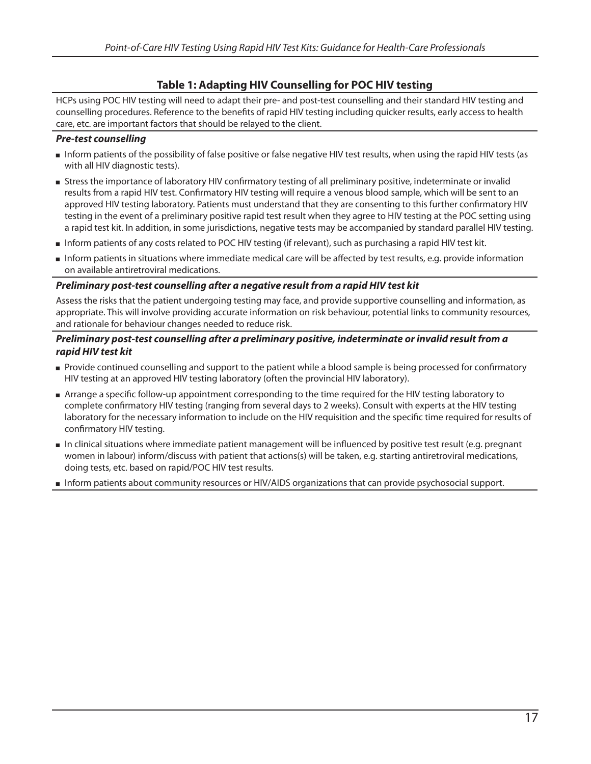### Table 1: Adapting HIV Counselling for POC HIV testing

HCPs using POC HIV testing will need to adapt their pre- and post-test counselling and their standard HIV testing and counselling procedures. Reference to the benefits of rapid HIV testing including quicker results, early access to health care, etc. are important factors that should be relayed to the client.

***Pre-test counselling***

- Inform patients of the possibility of false positive or false negative HIV test results, when using the rapid HIV tests (as with all HIV diagnostic tests).
- Stress the importance of laboratory HIV confirmatory testing of all preliminary positive, indeterminate or invalid results from a rapid HIV test. Confirmatory HIV testing will require a venous blood sample, which will be sent to an approved HIV testing laboratory. Patients must understand that they are consenting to this further confirmatory HIV testing in the event of a preliminary positive rapid test result when they agree to HIV testing at the POC setting using a rapid test kit. In addition, in some jurisdictions, negative tests may be accompanied by standard parallel HIV testing.
- Inform patients of any costs related to POC HIV testing (if relevant), such as purchasing a rapid HIV test kit.
- Inform patients in situations where immediate medical care will be affected by test results, e.g. provide information on available antiretroviral medications.

***Preliminary post-test counselling after a negative result from a rapid HIV test kit***

Assess the risks that the patient undergoing testing may face, and provide supportive counselling and information, as appropriate. This will involve providing accurate information on risk behaviour, potential links to community resources, and rationale for behaviour changes needed to reduce risk.

***Preliminary post-test counselling after a preliminary positive, indeterminate or invalid result from a rapid HIV test kit***

- Provide continued counselling and support to the patient while a blood sample is being processed for confirmatory HIV testing at an approved HIV testing laboratory (often the provincial HIV laboratory).
- Arrange a specific follow-up appointment corresponding to the time required for the HIV testing laboratory to complete confirmatory HIV testing (ranging from several days to 2 weeks). Consult with experts at the HIV testing laboratory for the necessary information to include on the HIV requisition and the specific time required for results of confirmatory HIV testing.
- In clinical situations where immediate patient management will be influenced by positive test result (e.g. pregnant women in labour) inform/discuss with patient that actions(s) will be taken, e.g. starting antiretroviral medications, doing tests, etc. based on rapid/POC HIV test results.
- Inform patients about community resources or HIV/AIDS organizations that can provide psychosocial support.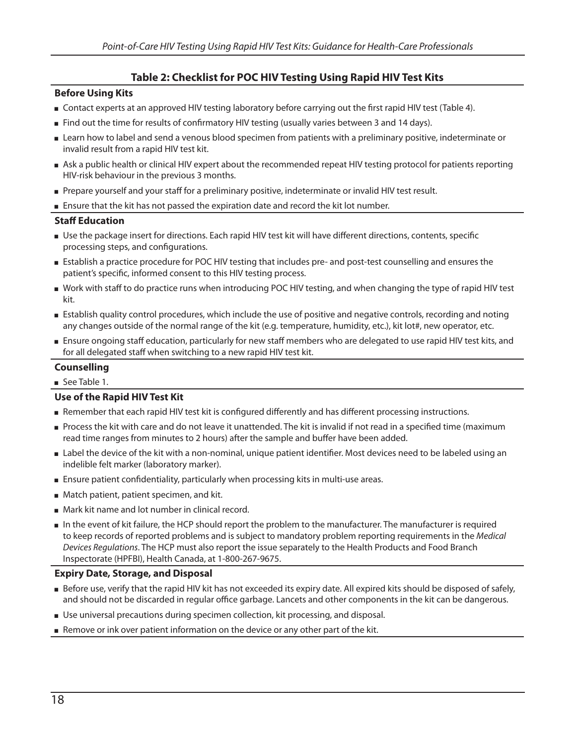## Table 2: Checklist for POC HIV Testing Using Rapid HIV Test Kits

### Before Using Kits

- Contact experts at an approved HIV testing laboratory before carrying out the first rapid HIV test (Table 4).
- Find out the time for results of confirmatory HIV testing (usually varies between 3 and 14 days).
- Learn how to label and send a venous blood specimen from patients with a preliminary positive, indeterminate or invalid result from a rapid HIV test kit.
- Ask a public health or clinical HIV expert about the recommended repeat HIV testing protocol for patients reporting HIV-risk behaviour in the previous 3 months.
- Prepare yourself and your staff for a preliminary positive, indeterminate or invalid HIV test result.
- Ensure that the kit has not passed the expiration date and record the kit lot number.

### Staff Education

- Use the package insert for directions. Each rapid HIV test kit will have different directions, contents, specific processing steps, and configurations.
- Establish a practice procedure for POC HIV testing that includes pre- and post-test counselling and ensures the patient's specific, informed consent to this HIV testing process.
- Work with staff to do practice runs when introducing POC HIV testing, and when changing the type of rapid HIV test kit.
- Establish quality control procedures, which include the use of positive and negative controls, recording and noting any changes outside of the normal range of the kit (e.g. temperature, humidity, etc.), kit lot#, new operator, etc.
- Ensure ongoing staff education, particularly for new staff members who are delegated to use rapid HIV test kits, and for all delegated staff when switching to a new rapid HIV test kit.

### Counselling

- See Table 1.

### Use of the Rapid HIV Test Kit

- Remember that each rapid HIV test kit is configured differently and has different processing instructions.
- Process the kit with care and do not leave it unattended. The kit is invalid if not read in a specified time (maximum read time ranges from minutes to 2 hours) after the sample and buffer have been added.
- Label the device of the kit with a non-nominal, unique patient identifier. Most devices need to be labeled using an indelible felt marker (laboratory marker).
- Ensure patient confidentiality, particularly when processing kits in multi-use areas.
- Match patient, patient specimen, and kit.
- Mark kit name and lot number in clinical record.
- In the event of kit failure, the HCP should report the problem to the manufacturer. The manufacturer is required to keep records of reported problems and is subject to mandatory problem reporting requirements in the *Medical Devices Regulations*. The HCP must also report the issue separately to the Health Products and Food Branch Inspectorate (HPFBI), Health Canada, at 1-800-267-9675.

### Expiry Date, Storage, and Disposal

- Before use, verify that the rapid HIV kit has not exceeded its expiry date. All expired kits should be disposed of safely, and should not be discarded in regular office garbage. Lancets and other components in the kit can be dangerous.
- Use universal precautions during specimen collection, kit processing, and disposal.
- Remove or ink over patient information on the device or any other part of the kit.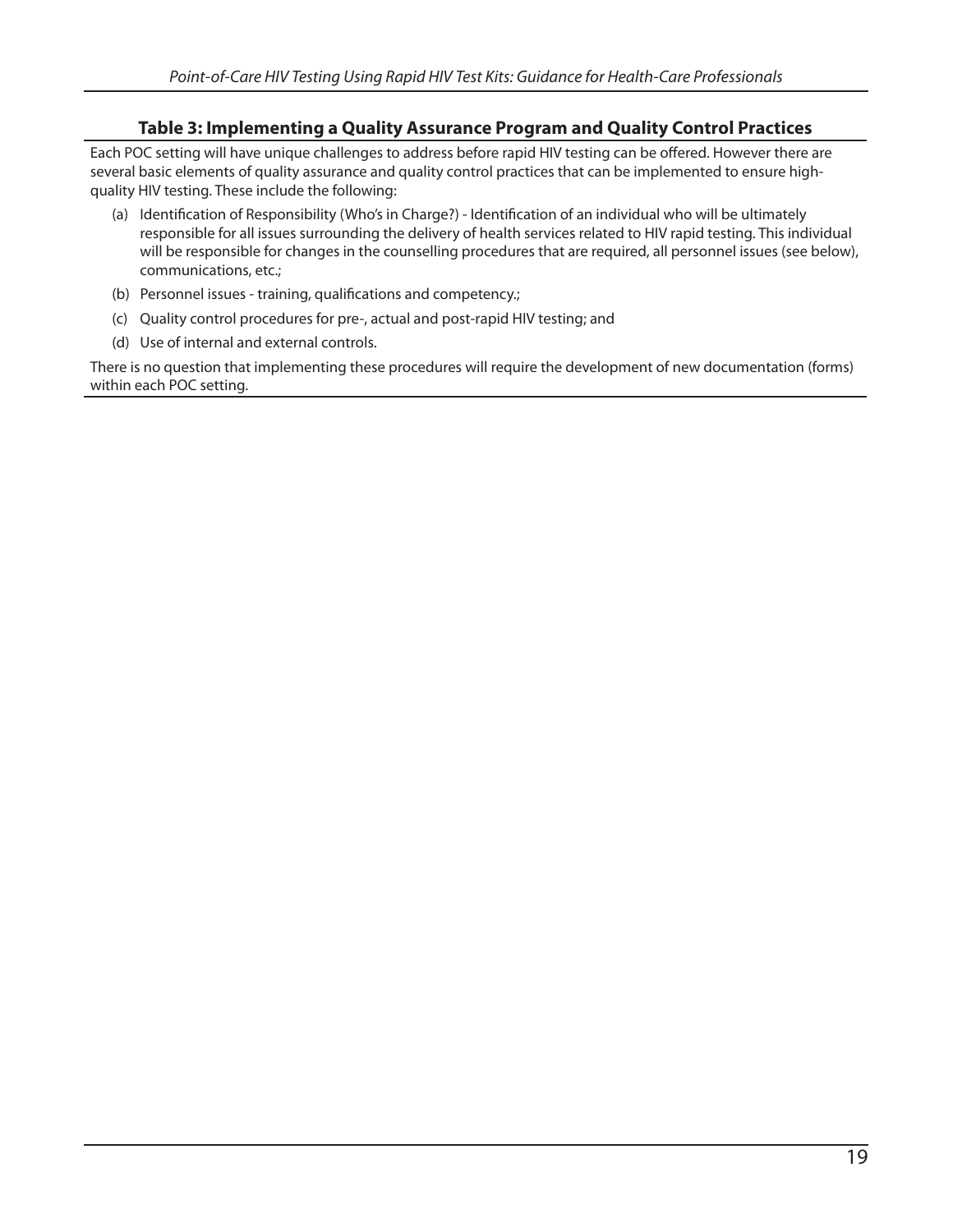### Table 3: Implementing a Quality Assurance Program and Quality Control Practices

Each POC setting will have unique challenges to address before rapid HIV testing can be offered. However there are several basic elements of quality assurance and quality control practices that can be implemented to ensure high-quality HIV testing. These include the following:

(a) Identification of Responsibility (Who's in Charge?) - Identification of an individual who will be ultimately responsible for all issues surrounding the delivery of health services related to HIV rapid testing. This individual will be responsible for changes in the counselling procedures that are required, all personnel issues (see below), communications, etc.;

(b) Personnel issues - training, qualifications and competency.;

(c) Quality control procedures for pre-, actual and post-rapid HIV testing; and

(d) Use of internal and external controls.

There is no question that implementing these procedures will require the development of new documentation (forms) within each POC setting.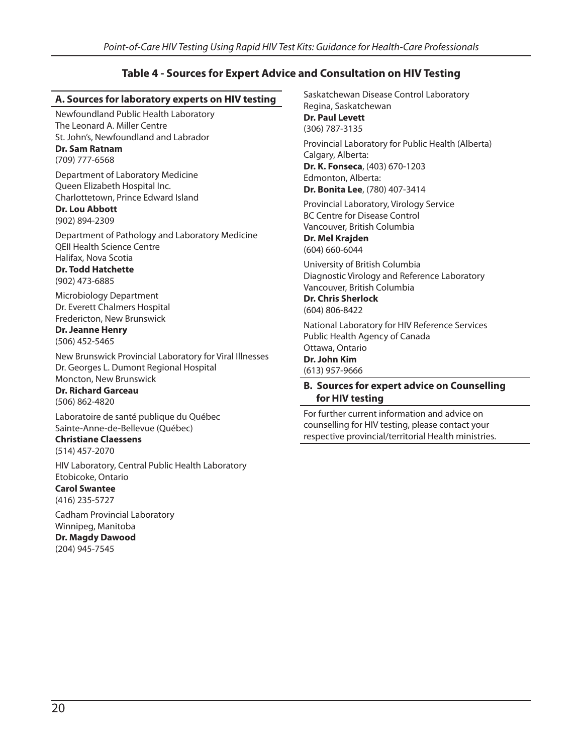## Table 4 - Sources for Expert Advice and Consultation on HIV Testing

### A. Sources for laboratory experts on HIV testing

Newfoundland Public Health Laboratory
The Leonard A. Miller Centre
St. John's, Newfoundland and Labrador
**Dr. Sam Ratnam**
(709) 777-6568

Department of Laboratory Medicine
Queen Elizabeth Hospital Inc.
Charlottetown, Prince Edward Island
**Dr. Lou Abbott**
(902) 894-2309

Department of Pathology and Laboratory Medicine
QEII Health Science Centre
Halifax, Nova Scotia
**Dr. Todd Hatchette**
(902) 473-6885

Microbiology Department
Dr. Everett Chalmers Hospital
Fredericton, New Brunswick
**Dr. Jeanne Henry**
(506) 452-5465

New Brunswick Provincial Laboratory for Viral Illnesses
Dr. Georges L. Dumont Regional Hospital
Moncton, New Brunswick
**Dr. Richard Garceau**
(506) 862-4820

Laboratoire de santé publique du Québec
Sainte-Anne-de-Bellevue (Québec)
**Christiane Claessens**
(514) 457-2070

HIV Laboratory, Central Public Health Laboratory
Etobicoke, Ontario
**Carol Swantee**
(416) 235-5727

Cadham Provincial Laboratory
Winnipeg, Manitoba
**Dr. Magdy Dawood**
(204) 945-7545

Saskatchewan Disease Control Laboratory
Regina, Saskatchewan
**Dr. Paul Levett**
(306) 787-3135

Provincial Laboratory for Public Health (Alberta)
Calgary, Alberta:
**Dr. K. Fonseca**, (403) 670-1203
Edmonton, Alberta:
**Dr. Bonita Lee**, (780) 407-3414

Provincial Laboratory, Virology Service
BC Centre for Disease Control
Vancouver, British Columbia
**Dr. Mel Krajden**
(604) 660-6044

University of British Columbia
Diagnostic Virology and Reference Laboratory
Vancouver, British Columbia
**Dr. Chris Sherlock**
(604) 806-8422

National Laboratory for HIV Reference Services
Public Health Agency of Canada
Ottawa, Ontario
**Dr. John Kim**
(613) 957-9666

### B. Sources for expert advice on Counselling for HIV testing

For further current information and advice on counselling for HIV testing, please contact your respective provincial/territorial Health ministries.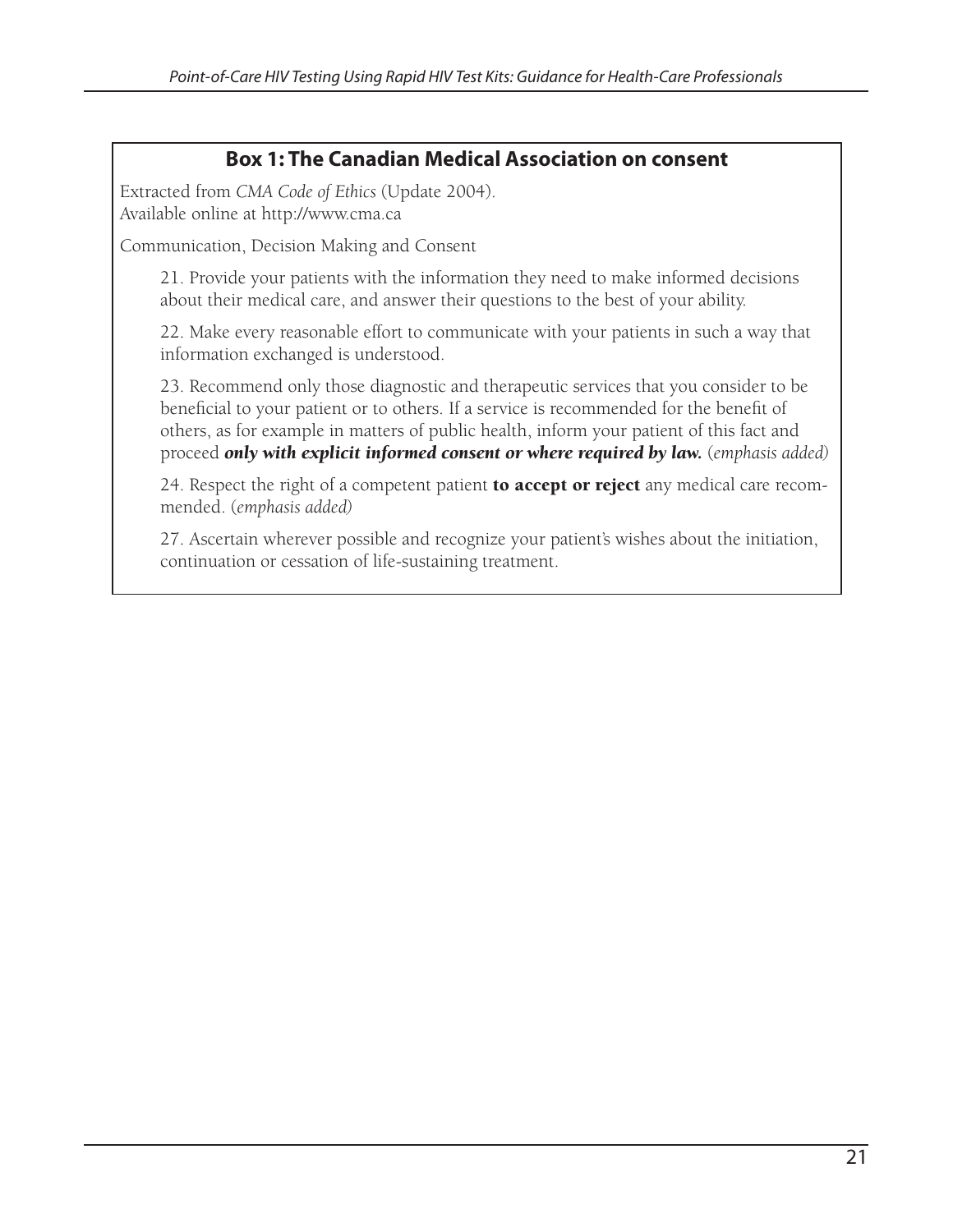## Box 1: The Canadian Medical Association on consent

Extracted from *CMA Code of Ethics* (Update 2004).
Available online at http://www.cma.ca

Communication, Decision Making and Consent

21. Provide your patients with the information they need to make informed decisions about their medical care, and answer their questions to the best of your ability.

22. Make every reasonable effort to communicate with your patients in such a way that information exchanged is understood.

23. Recommend only those diagnostic and therapeutic services that you consider to be beneficial to your patient or to others. If a service is recommended for the benefit of others, as for example in matters of public health, inform your patient of this fact and proceed ***only with explicit informed consent or where required by law.*** (*emphasis added)*

24. Respect the right of a competent patient **to accept or reject** any medical care recommended. (*emphasis added)*

27. Ascertain wherever possible and recognize your patient's wishes about the initiation, continuation or cessation of life-sustaining treatment.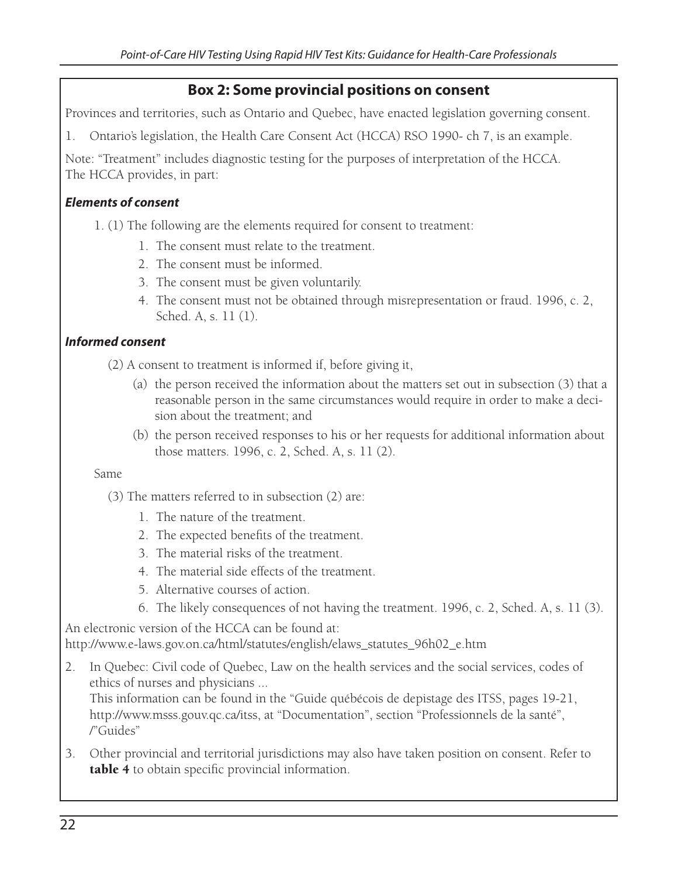## Box 2: Some provincial positions on consent

Provinces and territories, such as Ontario and Quebec, have enacted legislation governing consent.

1. Ontario's legislation, the Health Care Consent Act (HCCA) RSO 1990- ch 7, is an example.

Note: "Treatment" includes diagnostic testing for the purposes of interpretation of the HCCA.
The HCCA provides, in part:

***Elements of consent***

1. (1) The following are the elements required for consent to treatment:
   1. The consent must relate to the treatment.
   2. The consent must be informed.
   3. The consent must be given voluntarily.
   4. The consent must not be obtained through misrepresentation or fraud. 1996, c. 2, Sched. A, s. 11 (1).

***Informed consent***

(2) A consent to treatment is informed if, before giving it,

- (a) the person received the information about the matters set out in subsection (3) that a reasonable person in the same circumstances would require in order to make a decision about the treatment; and
- (b) the person received responses to his or her requests for additional information about those matters. 1996, c. 2, Sched. A, s. 11 (2).

Same

(3) The matters referred to in subsection (2) are:

1. The nature of the treatment.
2. The expected benefits of the treatment.
3. The material risks of the treatment.
4. The material side effects of the treatment.
5. Alternative courses of action.
6. The likely consequences of not having the treatment. 1996, c. 2, Sched. A, s. 11 (3).

An electronic version of the HCCA can be found at:
http://www.e-laws.gov.on.ca/html/statutes/english/elaws_statutes_96h02_e.htm

2. In Quebec: Civil code of Quebec, Law on the health services and the social services, codes of ethics of nurses and physicians ...
   This information can be found in the "Guide québécois de depistage des ITSS, pages 19-21, http://www.msss.gouv.qc.ca/itss, at "Documentation", section "Professionnels de la santé", /"Guides"

3. Other provincial and territorial jurisdictions may also have taken position on consent. Refer to **table 4** to obtain specific provincial information.